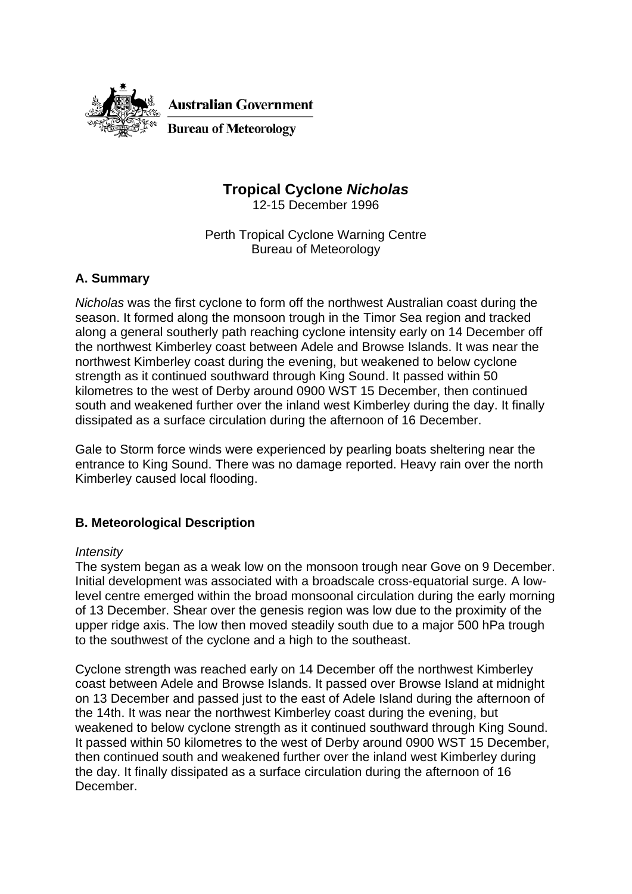**Australian Government**

**Bureau of Meteorology**

# Tropical Cyclone *Nicholas*

12-15 December 1996

Perth Tropical Cyclone Warning Centre
Bureau of Meteorology

## A. Summary

*Nicholas* was the first cyclone to form off the northwest Australian coast during the season. It formed along the monsoon trough in the Timor Sea region and tracked along a general southerly path reaching cyclone intensity early on 14 December off the northwest Kimberley coast between Adele and Browse Islands. It was near the northwest Kimberley coast during the evening, but weakened to below cyclone strength as it continued southward through King Sound. It passed within 50 kilometres to the west of Derby around 0900 WST 15 December, then continued south and weakened further over the inland west Kimberley during the day. It finally dissipated as a surface circulation during the afternoon of 16 December.

Gale to Storm force winds were experienced by pearling boats sheltering near the entrance to King Sound. There was no damage reported. Heavy rain over the north Kimberley caused local flooding.

## B. Meteorological Description

*Intensity*

The system began as a weak low on the monsoon trough near Gove on 9 December. Initial development was associated with a broadscale cross-equatorial surge. A low-level centre emerged within the broad monsoonal circulation during the early morning of 13 December. Shear over the genesis region was low due to the proximity of the upper ridge axis. The low then moved steadily south due to a major 500 hPa trough to the southwest of the cyclone and a high to the southeast.

Cyclone strength was reached early on 14 December off the northwest Kimberley coast between Adele and Browse Islands. It passed over Browse Island at midnight on 13 December and passed just to the east of Adele Island during the afternoon of the 14th. It was near the northwest Kimberley coast during the evening, but weakened to below cyclone strength as it continued southward through King Sound. It passed within 50 kilometres to the west of Derby around 0900 WST 15 December, then continued south and weakened further over the inland west Kimberley during the day. It finally dissipated as a surface circulation during the afternoon of 16 December.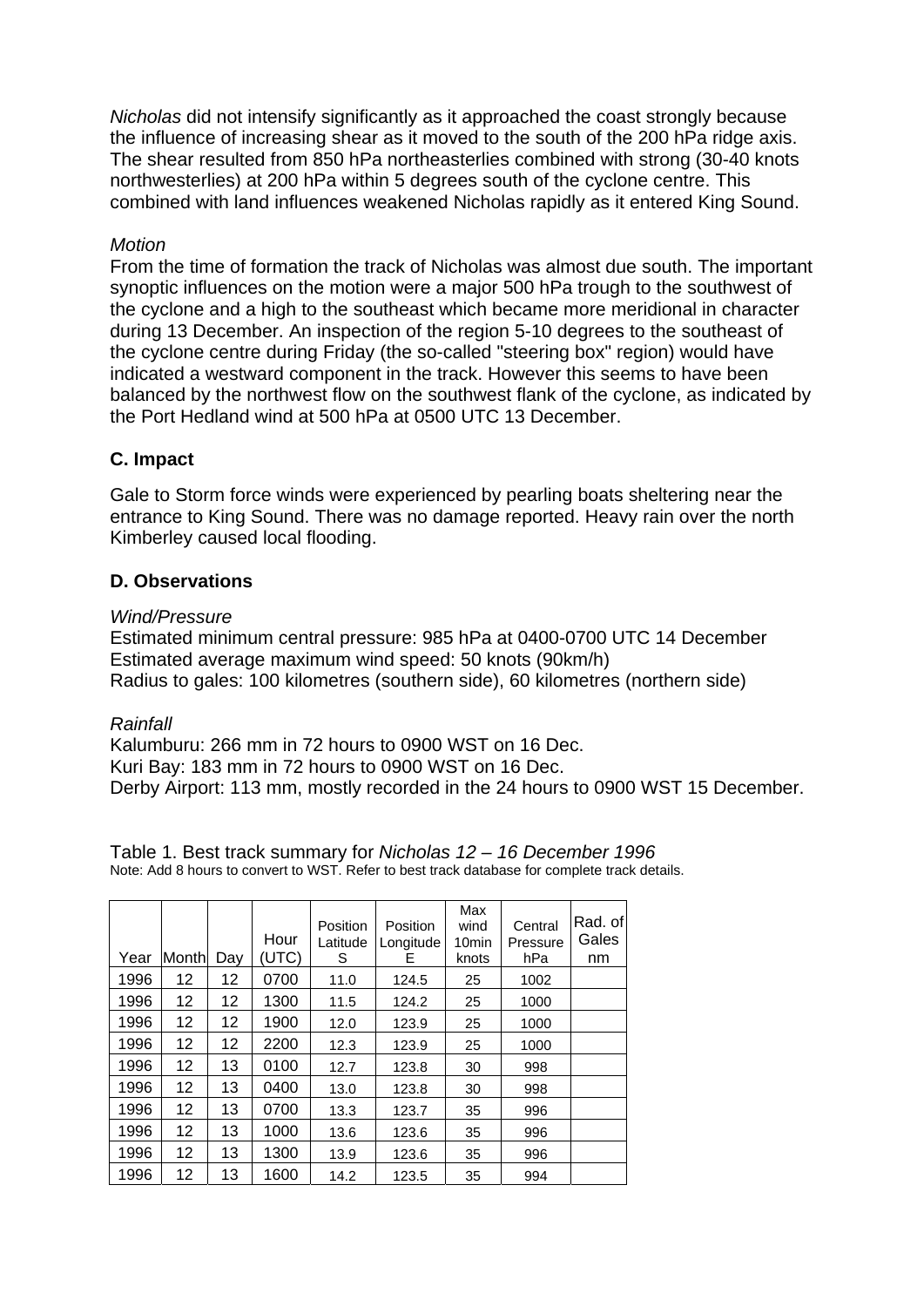*Nicholas* did not intensify significantly as it approached the coast strongly because the influence of increasing shear as it moved to the south of the 200 hPa ridge axis. The shear resulted from 850 hPa northeasterlies combined with strong (30-40 knots northwesterlies) at 200 hPa within 5 degrees south of the cyclone centre. This combined with land influences weakened Nicholas rapidly as it entered King Sound.

*Motion*

From the time of formation the track of Nicholas was almost due south. The important synoptic influences on the motion were a major 500 hPa trough to the southwest of the cyclone and a high to the southeast which became more meridional in character during 13 December. An inspection of the region 5-10 degrees to the southeast of the cyclone centre during Friday (the so-called "steering box" region) would have indicated a westward component in the track. However this seems to have been balanced by the northwest flow on the southwest flank of the cyclone, as indicated by the Port Hedland wind at 500 hPa at 0500 UTC 13 December.

## C. Impact

Gale to Storm force winds were experienced by pearling boats sheltering near the entrance to King Sound. There was no damage reported. Heavy rain over the north Kimberley caused local flooding.

## D. Observations

*Wind/Pressure*

Estimated minimum central pressure: 985 hPa at 0400-0700 UTC 14 December
Estimated average maximum wind speed: 50 knots (90km/h)
Radius to gales: 100 kilometres (southern side), 60 kilometres (northern side)

*Rainfall*

Kalumburu: 266 mm in 72 hours to 0900 WST on 16 Dec.
Kuri Bay: 183 mm in 72 hours to 0900 WST on 16 Dec.
Derby Airport: 113 mm, mostly recorded in the 24 hours to 0900 WST 15 December.

Table 1. Best track summary for *Nicholas 12 – 16 December 1996*
Note: Add 8 hours to convert to WST. Refer to best track database for complete track details.

| Year | Month | Day | Hour (UTC) | Position Latitude S | Position Longitude E | Max wind 10min knots | Central Pressure hPa | Rad. of Gales nm |
|---|---|---|---|---|---|---|---|---|
| 1996 | 12 | 12 | 0700 | 11.0 | 124.5 | 25 | 1002 | |
| 1996 | 12 | 12 | 1300 | 11.5 | 124.2 | 25 | 1000 | |
| 1996 | 12 | 12 | 1900 | 12.0 | 123.9 | 25 | 1000 | |
| 1996 | 12 | 12 | 2200 | 12.3 | 123.9 | 25 | 1000 | |
| 1996 | 12 | 13 | 0100 | 12.7 | 123.8 | 30 | 998 | |
| 1996 | 12 | 13 | 0400 | 13.0 | 123.8 | 30 | 998 | |
| 1996 | 12 | 13 | 0700 | 13.3 | 123.7 | 35 | 996 | |
| 1996 | 12 | 13 | 1000 | 13.6 | 123.6 | 35 | 996 | |
| 1996 | 12 | 13 | 1300 | 13.9 | 123.6 | 35 | 996 | |
| 1996 | 12 | 13 | 1600 | 14.2 | 123.5 | 35 | 994 | |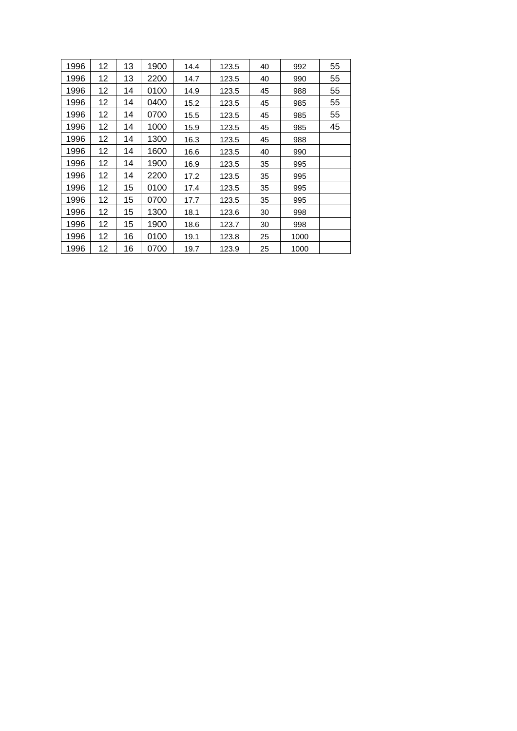| | | | | | | | | |
|---|---|---|---|---|---|---|---|---|
| 1996 | 12 | 13 | 1900 | 14.4 | 123.5 | 40 | 992 | 55 |
| 1996 | 12 | 13 | 2200 | 14.7 | 123.5 | 40 | 990 | 55 |
| 1996 | 12 | 14 | 0100 | 14.9 | 123.5 | 45 | 988 | 55 |
| 1996 | 12 | 14 | 0400 | 15.2 | 123.5 | 45 | 985 | 55 |
| 1996 | 12 | 14 | 0700 | 15.5 | 123.5 | 45 | 985 | 55 |
| 1996 | 12 | 14 | 1000 | 15.9 | 123.5 | 45 | 985 | 45 |
| 1996 | 12 | 14 | 1300 | 16.3 | 123.5 | 45 | 988 | |
| 1996 | 12 | 14 | 1600 | 16.6 | 123.5 | 40 | 990 | |
| 1996 | 12 | 14 | 1900 | 16.9 | 123.5 | 35 | 995 | |
| 1996 | 12 | 14 | 2200 | 17.2 | 123.5 | 35 | 995 | |
| 1996 | 12 | 15 | 0100 | 17.4 | 123.5 | 35 | 995 | |
| 1996 | 12 | 15 | 0700 | 17.7 | 123.5 | 35 | 995 | |
| 1996 | 12 | 15 | 1300 | 18.1 | 123.6 | 30 | 998 | |
| 1996 | 12 | 15 | 1900 | 18.6 | 123.7 | 30 | 998 | |
| 1996 | 12 | 16 | 0100 | 19.1 | 123.8 | 25 | 1000 | |
| 1996 | 12 | 16 | 0700 | 19.7 | 123.9 | 25 | 1000 | |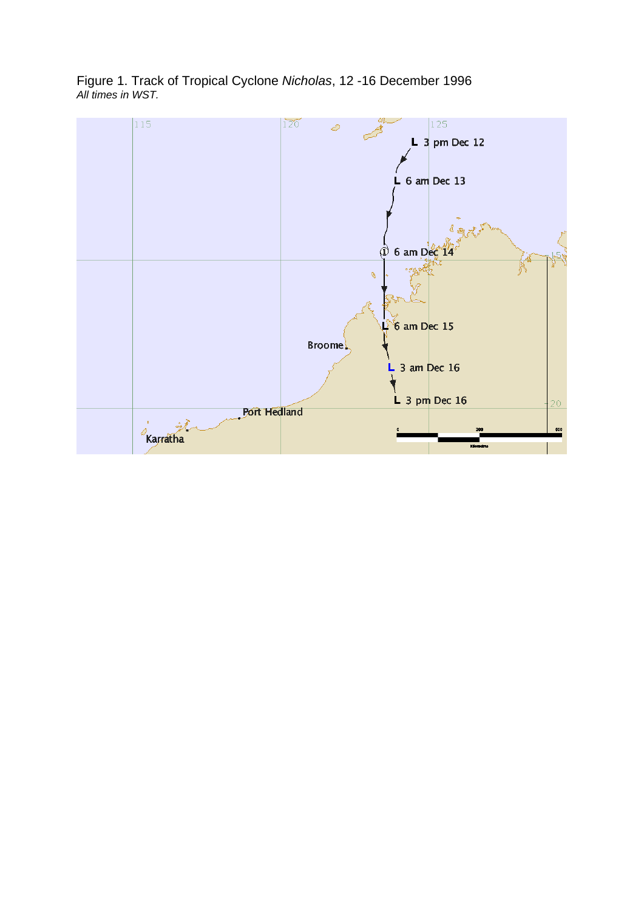Figure 1. Track of Tropical Cyclone *Nicholas*, 12 -16 December 1996
*All times in WST.*

115

120

125

-15

-20

L 3 pm Dec 12

L 6 am Dec 13

① 6 am Dec 14

L 6 am Dec 15

L 3 am Dec 16

L 3 pm Dec 16

Broome

Port Hedland

Karratha

0

200

600

Kilometres